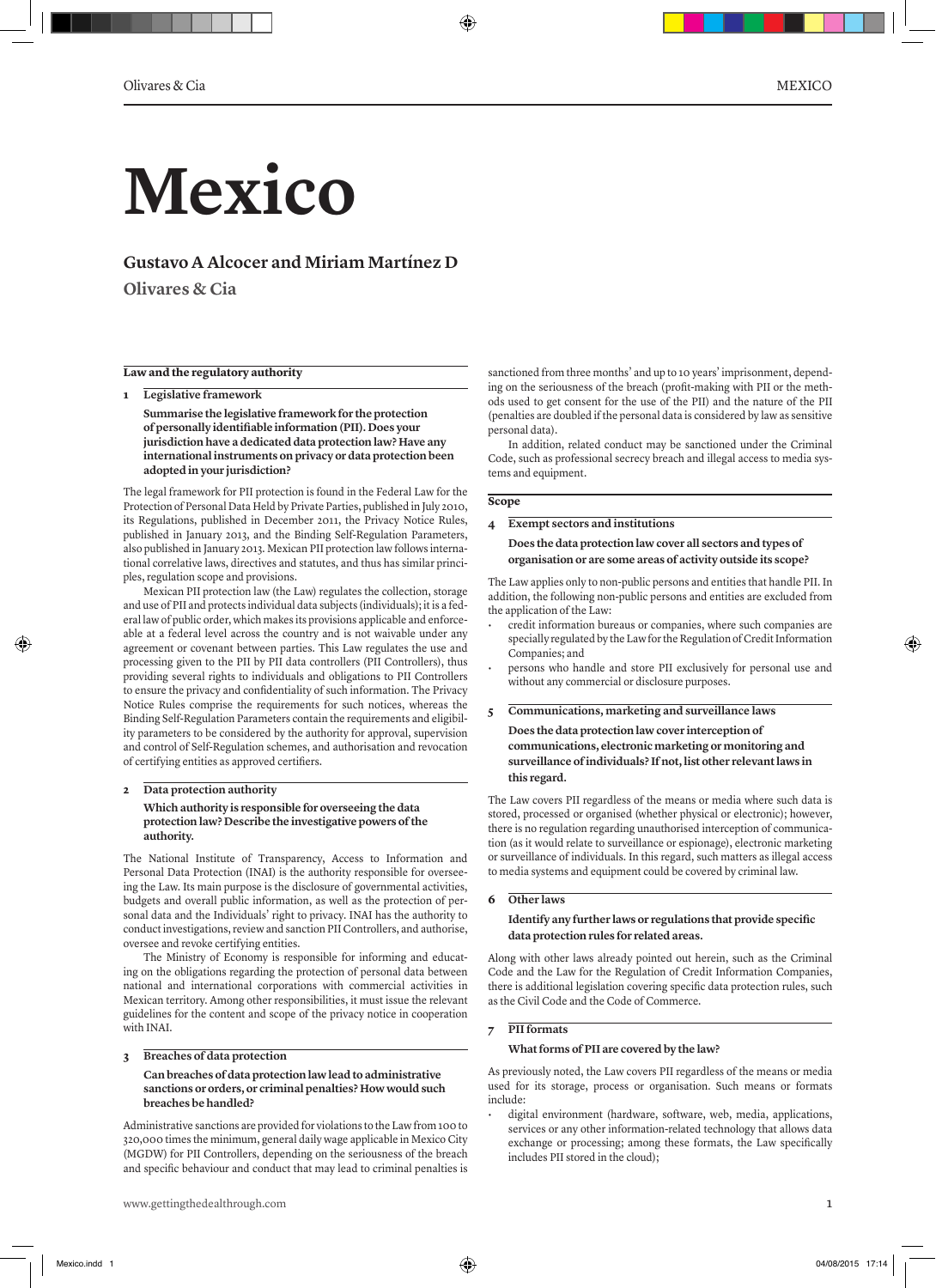# Mexico

**Gustavo A Alcocer and Miriam Martínez D**

**Olivares & Cia**

## Law and the regulatory authority

### 1 Legislative framework

**Summarise the legislative framework for the protection of personally identifiable information (PII). Does your jurisdiction have a dedicated data protection law? Have any international instruments on privacy or data protection been adopted in your jurisdiction?**

The legal framework for PII protection is found in the Federal Law for the Protection of Personal Data Held by Private Parties, published in July 2010, its Regulations, published in December 2011, the Privacy Notice Rules, published in January 2013, and the Binding Self-Regulation Parameters, also published in January 2013. Mexican PII protection law follows international correlative laws, directives and statutes, and thus has similar principles, regulation scope and provisions.

Mexican PII protection law (the Law) regulates the collection, storage and use of PII and protects individual data subjects (individuals); it is a federal law of public order, which makes its provisions applicable and enforceable at a federal level across the country and is not waivable under any agreement or covenant between parties. This Law regulates the use and processing given to the PII by PII data controllers (PII Controllers), thus providing several rights to individuals and obligations to PII Controllers to ensure the privacy and confidentiality of such information. The Privacy Notice Rules comprise the requirements for such notices, whereas the Binding Self-Regulation Parameters contain the requirements and eligibility parameters to be considered by the authority for approval, supervision and control of Self-Regulation schemes, and authorisation and revocation of certifying entities as approved certifiers.

### 2 Data protection authority

**Which authority is responsible for overseeing the data protection law? Describe the investigative powers of the authority.**

The National Institute of Transparency, Access to Information and Personal Data Protection (INAI) is the authority responsible for overseeing the Law. Its main purpose is the disclosure of governmental activities, budgets and overall public information, as well as the protection of personal data and the Individuals' right to privacy. INAI has the authority to conduct investigations, review and sanction PII Controllers, and authorise, oversee and revoke certifying entities.

The Ministry of Economy is responsible for informing and educating on the obligations regarding the protection of personal data between national and international corporations with commercial activities in Mexican territory. Among other responsibilities, it must issue the relevant guidelines for the content and scope of the privacy notice in cooperation with INAI.

### 3 Breaches of data protection

**Can breaches of data protection law lead to administrative sanctions or orders, or criminal penalties? How would such breaches be handled?**

Administrative sanctions are provided for violations to the Law from 100 to 320,000 times the minimum, general daily wage applicable in Mexico City (MGDW) for PII Controllers, depending on the seriousness of the breach and specific behaviour and conduct that may lead to criminal penalties is sanctioned from three months' and up to 10 years' imprisonment, depending on the seriousness of the breach (profit-making with PII or the methods used to get consent for the use of the PII) and the nature of the PII (penalties are doubled if the personal data is considered by law as sensitive personal data).

In addition, related conduct may be sanctioned under the Criminal Code, such as professional secrecy breach and illegal access to media systems and equipment.

## Scope

### 4 Exempt sectors and institutions

**Does the data protection law cover all sectors and types of organisation or are some areas of activity outside its scope?**

The Law applies only to non-public persons and entities that handle PII. In addition, the following non-public persons and entities are excluded from the application of the Law:

- credit information bureaus or companies, where such companies are specially regulated by the Law for the Regulation of Credit Information Companies; and
- persons who handle and store PII exclusively for personal use and without any commercial or disclosure purposes.

### 5 Communications, marketing and surveillance laws

**Does the data protection law cover interception of communications, electronic marketing or monitoring and surveillance of individuals? If not, list other relevant laws in this regard.**

The Law covers PII regardless of the means or media where such data is stored, processed or organised (whether physical or electronic); however, there is no regulation regarding unauthorised interception of communication (as it would relate to surveillance or espionage), electronic marketing or surveillance of individuals. In this regard, such matters as illegal access to media systems and equipment could be covered by criminal law.

### 6 Other laws

**Identify any further laws or regulations that provide specific data protection rules for related areas.**

Along with other laws already pointed out herein, such as the Criminal Code and the Law for the Regulation of Credit Information Companies, there is additional legislation covering specific data protection rules, such as the Civil Code and the Code of Commerce.

### 7 PII formats

**What forms of PII are covered by the law?**

As previously noted, the Law covers PII regardless of the means or media used for its storage, process or organisation. Such means or formats include:

- digital environment (hardware, software, web, media, applications, services or any other information-related technology that allows data exchange or processing; among these formats, the Law specifically includes PII stored in the cloud);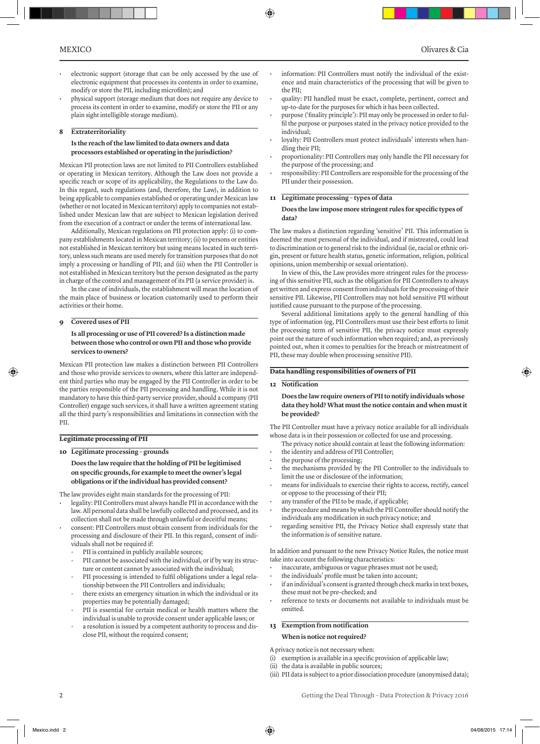- electronic support (storage that can be only accessed by the use of electronic equipment that processes its contents in order to examine, modify or store the PII, including microfilm); and
- physical support (storage medium that does not require any device to process its content in order to examine, modify or store the PII or any plain sight intelligible storage medium).

### 8 Extraterritoriality

**Is the reach of the law limited to data owners and data processors established or operating in the jurisdiction?**

Mexican PII protection laws are not limited to PII Controllers established or operating in Mexican territory. Although the Law does not provide a specific reach or scope of its applicability, the Regulations to the Law do. In this regard, such regulations (and, therefore, the Law), in addition to being applicable to companies established or operating under Mexican law (whether or not located in Mexican territory) apply to companies not established under Mexican law that are subject to Mexican legislation derived from the execution of a contract or under the terms of international law.

Additionally, Mexican regulations on PII protection apply: (i) to company establishments located in Mexican territory; (ii) to persons or entities not established in Mexican territory but using means located in such territory, unless such means are used merely for transition purposes that do not imply a processing or handling of PII; and (iii) when the PII Controller is not established in Mexican territory but the person designated as the party in charge of the control and management of its PII (a service provider) is.

In the case of individuals, the establishment will mean the location of the main place of business or location customarily used to perform their activities or their home.

### 9 Covered uses of PII

**Is all processing or use of PII covered? Is a distinction made between those who control or own PII and those who provide services to owners?**

Mexican PII protection law makes a distinction between PII Controllers and those who provide services to owners, where this latter are independent third parties who may be engaged by the PII Controller in order to be the parties responsible of the PII processing and handling. While it is not mandatory to have this third-party service provider, should a company (PII Controller) engage such services, it shall have a written agreement stating all the third party's responsibilities and limitations in connection with the PII.

## Legitimate processing of PII

### 10 Legitimate processing – grounds

**Does the law require that the holding of PII be legitimised on specific grounds, for example to meet the owner's legal obligations or if the individual has provided consent?**

The law provides eight main standards for the processing of PII:

- legality: PII Controllers must always handle PII in accordance with the law. All personal data shall be lawfully collected and processed, and its collection shall not be made through unlawful or deceitful means;
- consent: PII Controllers must obtain consent from individuals for the processing and disclosure of their PII. In this regard, consent of individuals shall not be required if:
  - PII is contained in publicly available sources;
  - PII cannot be associated with the individual, or if by way its structure or content cannot by associated with the individual;
  - PII processing is intended to fulfil obligations under a legal relationship between the PII Controllers and individuals;
  - there exists an emergency situation in which the individual or its properties may be potentially damaged;
  - PII is essential for certain medical or health matters where the individual is unable to provide consent under applicable laws; or
  - a resolution is issued by a competent authority to process and disclose PII, without the required consent;
- information: PII Controllers must notify the individual of the existence and main characteristics of the processing that will be given to the PII;
- quality: PII handled must be exact, complete, pertinent, correct and up-to-date for the purposes for which it has been collected.
- purpose ('finality principle'): PII may only be processed in order to fulfil the purpose or purposes stated in the privacy notice provided to the individual;
- loyalty: PII Controllers must protect individuals' interests when handling their PII;
- proportionality: PII Controllers may only handle the PII necessary for the purpose of the processing; and
- responsibility: PII Controllers are responsible for the processing of the PII under their possession.

### 11 Legitimate processing – types of data

**Does the law impose more stringent rules for specific types of data?**

The law makes a distinction regarding 'sensitive' PII. This information is deemed the most personal of the individual, and if mistreated, could lead to discrimination or to general risk to the individual (ie, racial or ethnic origin, present or future health status, genetic information, religion, political opinions, union membership or sexual orientation).

In view of this, the Law provides more stringent rules for the processing of this sensitive PII, such as the obligation for PII Controllers to always get written and express consent from individuals for the processing of their sensitive PII. Likewise, PII Controllers may not hold sensitive PII without justified cause pursuant to the purpose of the processing.

Several additional limitations apply to the general handling of this type of information (eg, PII Controllers must use their best efforts to limit the processing term of sensitive PII, the privacy notice must expressly point out the nature of such information when required; and, as previously pointed out, when it comes to penalties for the breach or mistreatment of PII, these may double when processing sensitive PII).

## Data handling responsibilities of owners of PII

### 12 Notification

**Does the law require owners of PII to notify individuals whose data they hold? What must the notice contain and when must it be provided?**

The PII Controller must have a privacy notice available for all individuals whose data is in their possession or collected for use and processing.

The privacy notice should contain at least the following information:

- the identity and address of PII Controller;
- the purpose of the processing;
- the mechanisms provided by the PII Controller to the individuals to limit the use or disclosure of the information;
- means for individuals to exercise their rights to access, rectify, cancel or oppose to the processing of their PII;
- any transfer of the PII to be made, if applicable;
- the procedure and means by which the PII Controller should notify the individuals any modification in such privacy notice; and
- regarding sensitive PII, the Privacy Notice shall expressly state that the information is of sensitive nature.

In addition and pursuant to the new Privacy Notice Rules, the notice must take into account the following characteristics:

- inaccurate, ambiguous or vague phrases must not be used;
- the individuals' profile must be taken into account;
- if an individual's consent is granted through check marks in text boxes, these must not be pre-checked; and
- reference to texts or documents not available to individuals must be omitted.

### 13 Exemption from notification

**When is notice not required?**

A privacy notice is not necessary when:

(i) exemption is available in a specific provision of applicable law;
(ii) the data is available in public sources;
(iii) PII data is subject to a prior dissociation procedure (anonymised data);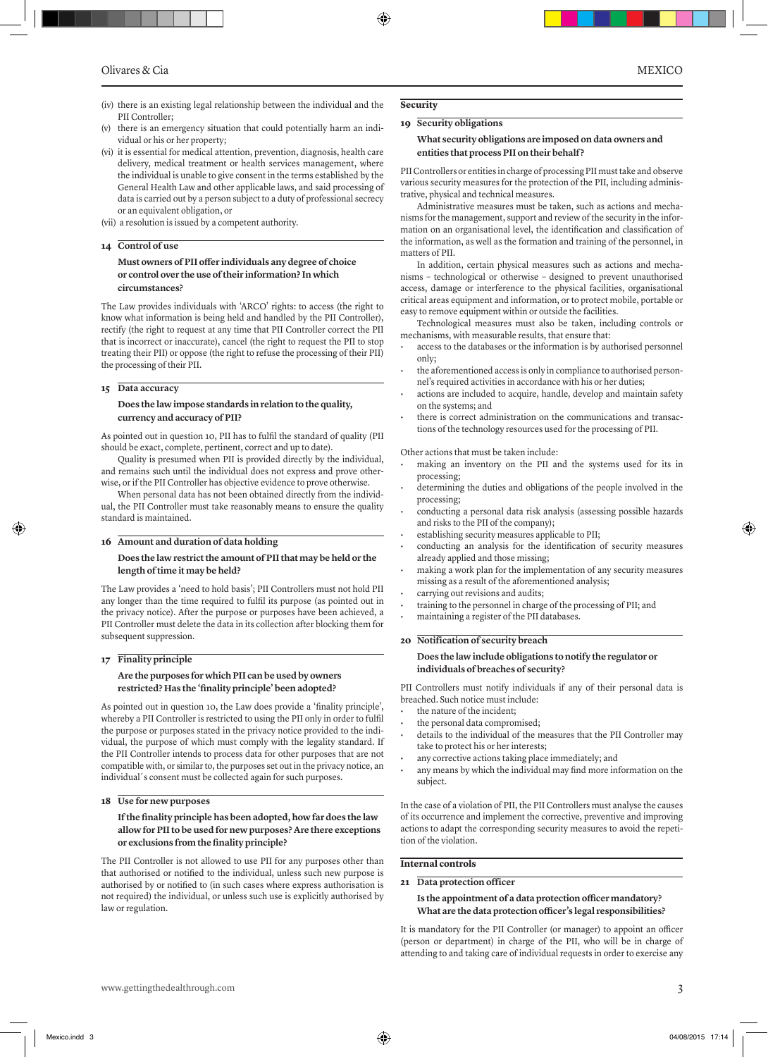(iv) there is an existing legal relationship between the individual and the PII Controller;
(v) there is an emergency situation that could potentially harm an individual or his or her property;
(vi) it is essential for medical attention, prevention, diagnosis, health care delivery, medical treatment or health services management, where the individual is unable to give consent in the terms established by the General Health Law and other applicable laws, and said processing of data is carried out by a person subject to a duty of professional secrecy or an equivalent obligation, or
(vii) a resolution is issued by a competent authority.

### 14 Control of use

**Must owners of PII offer individuals any degree of choice or control over the use of their information? In which circumstances?**

The Law provides individuals with 'ARCO' rights: to access (the right to know what information is being held and handled by the PII Controller), rectify (the right to request at any time that PII Controller correct the PII that is incorrect or inaccurate), cancel (the right to request the PII to stop treating their PII) or oppose (the right to refuse the processing of their PII) the processing of their PII.

### 15 Data accuracy

**Does the law impose standards in relation to the quality, currency and accuracy of PII?**

As pointed out in question 10, PII has to fulfil the standard of quality (PII should be exact, complete, pertinent, correct and up to date).

Quality is presumed when PII is provided directly by the individual, and remains such until the individual does not express and prove otherwise, or if the PII Controller has objective evidence to prove otherwise.

When personal data has not been obtained directly from the individual, the PII Controller must take reasonably means to ensure the quality standard is maintained.

### 16 Amount and duration of data holding

**Does the law restrict the amount of PII that may be held or the length of time it may be held?**

The Law provides a 'need to hold basis'; PII Controllers must not hold PII any longer than the time required to fulfil its purpose (as pointed out in the privacy notice). After the purpose or purposes have been achieved, a PII Controller must delete the data in its collection after blocking them for subsequent suppression.

### 17 Finality principle

**Are the purposes for which PII can be used by owners restricted? Has the 'finality principle' been adopted?**

As pointed out in question 10, the Law does provide a 'finality principle', whereby a PII Controller is restricted to using the PII only in order to fulfil the purpose or purposes stated in the privacy notice provided to the individual, the purpose of which must comply with the legality standard. If the PII Controller intends to process data for other purposes that are not compatible with, or similar to, the purposes set out in the privacy notice, an individual´s consent must be collected again for such purposes.

### 18 Use for new purposes

**If the finality principle has been adopted, how far does the law allow for PII to be used for new purposes? Are there exceptions or exclusions from the finality principle?**

The PII Controller is not allowed to use PII for any purposes other than that authorised or notified to the individual, unless such new purpose is authorised by or notified to (in such cases where express authorisation is not required) the individual, or unless such use is explicitly authorised by law or regulation.

## Security

### 19 Security obligations

**What security obligations are imposed on data owners and entities that process PII on their behalf?**

PII Controllers or entities in charge of processing PII must take and observe various security measures for the protection of the PII, including administrative, physical and technical measures.

Administrative measures must be taken, such as actions and mechanisms for the management, support and review of the security in the information on an organisational level, the identification and classification of the information, as well as the formation and training of the personnel, in matters of PII.

In addition, certain physical measures such as actions and mechanisms – technological or otherwise – designed to prevent unauthorised access, damage or interference to the physical facilities, organisational critical areas equipment and information, or to protect mobile, portable or easy to remove equipment within or outside the facilities.

Technological measures must also be taken, including controls or mechanisms, with measurable results, that ensure that:
- access to the databases or the information is by authorised personnel only;
- the aforementioned access is only in compliance to authorised personnel's required activities in accordance with his or her duties;
- actions are included to acquire, handle, develop and maintain safety on the systems; and
- there is correct administration on the communications and transactions of the technology resources used for the processing of PII.

Other actions that must be taken include:
- making an inventory on the PII and the systems used for its in processing;
- determining the duties and obligations of the people involved in the processing;
- conducting a personal data risk analysis (assessing possible hazards and risks to the PII of the company);
- establishing security measures applicable to PII;
- conducting an analysis for the identification of security measures already applied and those missing;
- making a work plan for the implementation of any security measures missing as a result of the aforementioned analysis;
- carrying out revisions and audits;
- training to the personnel in charge of the processing of PII; and
- maintaining a register of the PII databases.

### 20 Notification of security breach

**Does the law include obligations to notify the regulator or individuals of breaches of security?**

PII Controllers must notify individuals if any of their personal data is breached. Such notice must include:
- the nature of the incident;
- the personal data compromised;
- details to the individual of the measures that the PII Controller may take to protect his or her interests;
- any corrective actions taking place immediately; and
- any means by which the individual may find more information on the subject.

In the case of a violation of PII, the PII Controllers must analyse the causes of its occurrence and implement the corrective, preventive and improving actions to adapt the corresponding security measures to avoid the repetition of the violation.

## Internal controls

### 21 Data protection officer

**Is the appointment of a data protection officer mandatory? What are the data protection officer's legal responsibilities?**

It is mandatory for the PII Controller (or manager) to appoint an officer (person or department) in charge of the PII, who will be in charge of attending to and taking care of individual requests in order to exercise any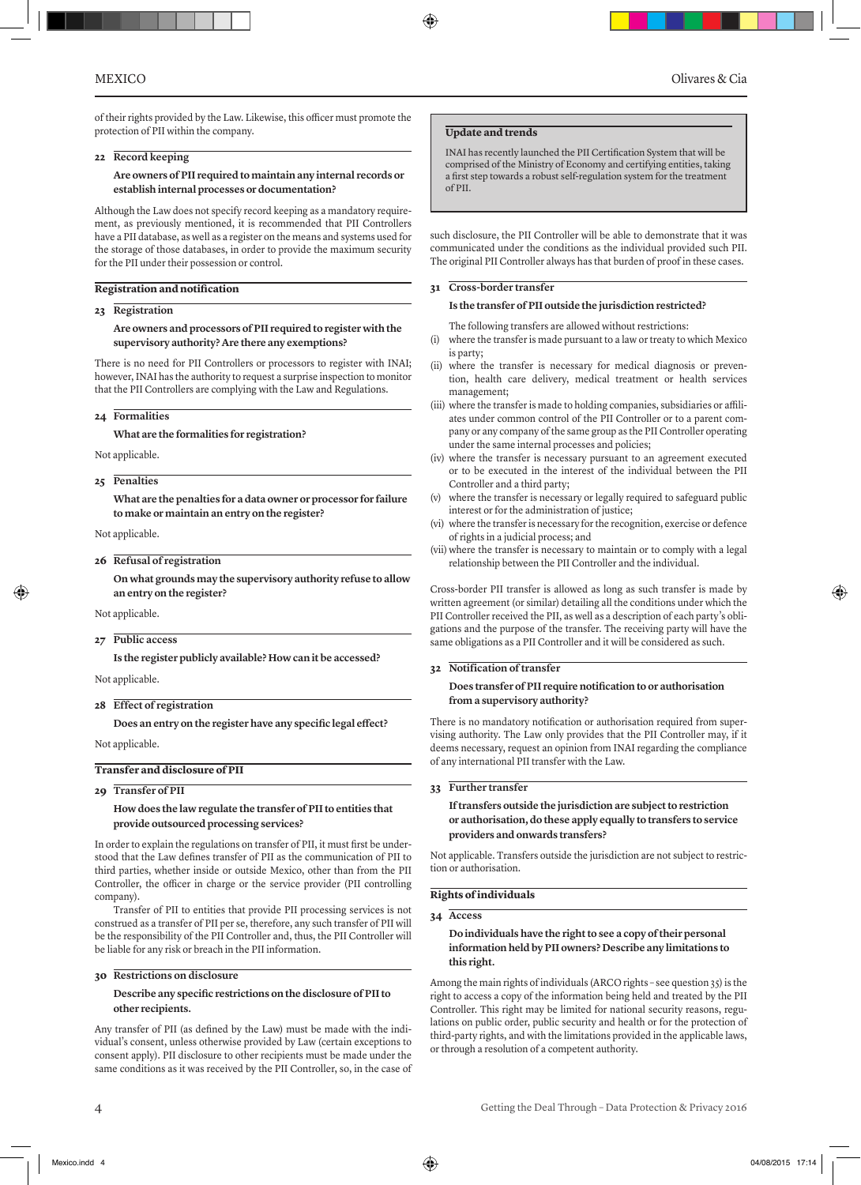of their rights provided by the Law. Likewise, this officer must promote the protection of PII within the company.

### 22 Record keeping

**Are owners of PII required to maintain any internal records or establish internal processes or documentation?**

Although the Law does not specify record keeping as a mandatory requirement, as previously mentioned, it is recommended that PII Controllers have a PII database, as well as a register on the means and systems used for the storage of those databases, in order to provide the maximum security for the PII under their possession or control.

## Registration and notification

### 23 Registration

**Are owners and processors of PII required to register with the supervisory authority? Are there any exemptions?**

There is no need for PII Controllers or processors to register with INAI; however, INAI has the authority to request a surprise inspection to monitor that the PII Controllers are complying with the Law and Regulations.

### 24 Formalities

**What are the formalities for registration?**

Not applicable.

### 25 Penalties

**What are the penalties for a data owner or processor for failure to make or maintain an entry on the register?**

Not applicable.

### 26 Refusal of registration

**On what grounds may the supervisory authority refuse to allow an entry on the register?**

Not applicable.

### 27 Public access

**Is the register publicly available? How can it be accessed?**

Not applicable.

### 28 Effect of registration

**Does an entry on the register have any specific legal effect?**

Not applicable.

## Transfer and disclosure of PII

### 29 Transfer of PII

**How does the law regulate the transfer of PII to entities that provide outsourced processing services?**

In order to explain the regulations on transfer of PII, it must first be understood that the Law defines transfer of PII as the communication of PII to third parties, whether inside or outside Mexico, other than from the PII Controller, the officer in charge or the service provider (PII controlling company).

Transfer of PII to entities that provide PII processing services is not construed as a transfer of PII per se, therefore, any such transfer of PII will be the responsibility of the PII Controller and, thus, the PII Controller will be liable for any risk or breach in the PII information.

### 30 Restrictions on disclosure

**Describe any specific restrictions on the disclosure of PII to other recipients.**

Any transfer of PII (as defined by the Law) must be made with the individual's consent, unless otherwise provided by Law (certain exceptions to consent apply). PII disclosure to other recipients must be made under the same conditions as it was received by the PII Controller, so, in the case of such disclosure, the PII Controller will be able to demonstrate that it was communicated under the conditions as the individual provided such PII. The original PII Controller always has that burden of proof in these cases.

> **Update and trends**
>
> INAI has recently launched the PII Certification System that will be comprised of the Ministry of Economy and certifying entities, taking a first step towards a robust self-regulation system for the treatment of PII.

### 31 Cross-border transfer

**Is the transfer of PII outside the jurisdiction restricted?**

The following transfers are allowed without restrictions:

- (i) where the transfer is made pursuant to a law or treaty to which Mexico is party;
- (ii) where the transfer is necessary for medical diagnosis or prevention, health care delivery, medical treatment or health services management;
- (iii) where the transfer is made to holding companies, subsidiaries or affiliates under common control of the PII Controller or to a parent company or any company of the same group as the PII Controller operating under the same internal processes and policies;
- (iv) where the transfer is necessary pursuant to an agreement executed or to be executed in the interest of the individual between the PII Controller and a third party;
- (v) where the transfer is necessary or legally required to safeguard public interest or for the administration of justice;
- (vi) where the transfer is necessary for the recognition, exercise or defence of rights in a judicial process; and
- (vii) where the transfer is necessary to maintain or to comply with a legal relationship between the PII Controller and the individual.

Cross-border PII transfer is allowed as long as such transfer is made by written agreement (or similar) detailing all the conditions under which the PII Controller received the PII, as well as a description of each party's obligations and the purpose of the transfer. The receiving party will have the same obligations as a PII Controller and it will be considered as such.

### 32 Notification of transfer

**Does transfer of PII require notification to or authorisation from a supervisory authority?**

There is no mandatory notification or authorisation required from supervising authority. The Law only provides that the PII Controller may, if it deems necessary, request an opinion from INAI regarding the compliance of any international PII transfer with the Law.

### 33 Further transfer

**If transfers outside the jurisdiction are subject to restriction or authorisation, do these apply equally to transfers to service providers and onwards transfers?**

Not applicable. Transfers outside the jurisdiction are not subject to restriction or authorisation.

## Rights of individuals

### 34 Access

**Do individuals have the right to see a copy of their personal information held by PII owners? Describe any limitations to this right.**

Among the main rights of individuals (ARCO rights – see question 35) is the right to access a copy of the information being held and treated by the PII Controller. This right may be limited for national security reasons, regulations on public order, public security and health or for the protection of third-party rights, and with the limitations provided in the applicable laws, or through a resolution of a competent authority.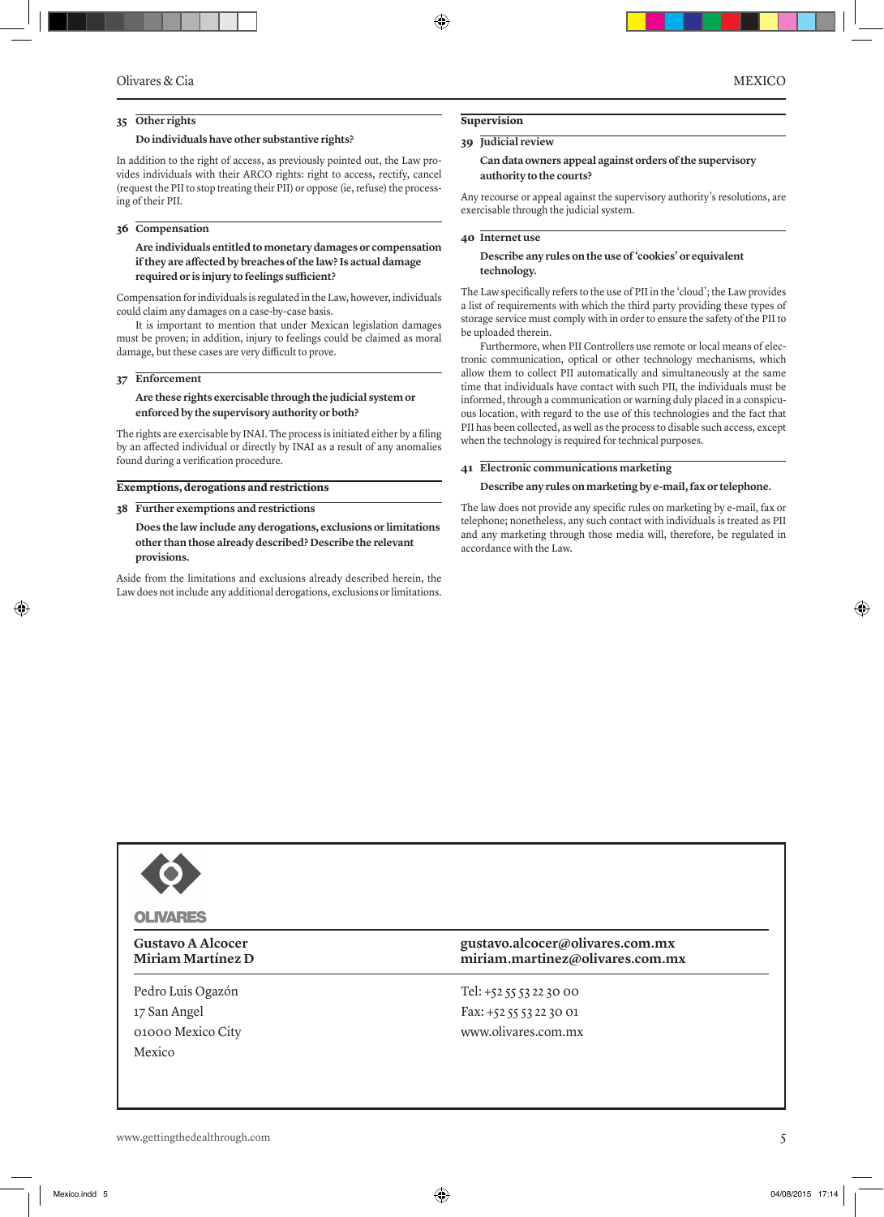### 35 Other rights

**Do individuals have other substantive rights?**

In addition to the right of access, as previously pointed out, the Law provides individuals with their ARCO rights: right to access, rectify, cancel (request the PII to stop treating their PII) or oppose (ie, refuse) the processing of their PII.

### 36 Compensation

**Are individuals entitled to monetary damages or compensation if they are affected by breaches of the law? Is actual damage required or is injury to feelings sufficient?**

Compensation for individuals is regulated in the Law, however, individuals could claim any damages on a case-by-case basis.

It is important to mention that under Mexican legislation damages must be proven; in addition, injury to feelings could be claimed as moral damage, but these cases are very difficult to prove.

### 37 Enforcement

**Are these rights exercisable through the judicial system or enforced by the supervisory authority or both?**

The rights are exercisable by INAI. The process is initiated either by a filing by an affected individual or directly by INAI as a result of any anomalies found during a verification procedure.

## Exemptions, derogations and restrictions

### 38 Further exemptions and restrictions

**Does the law include any derogations, exclusions or limitations other than those already described? Describe the relevant provisions.**

Aside from the limitations and exclusions already described herein, the Law does not include any additional derogations, exclusions or limitations.

## Supervision

### 39 Judicial review

**Can data owners appeal against orders of the supervisory authority to the courts?**

Any recourse or appeal against the supervisory authority's resolutions, are exercisable through the judicial system.

### 40 Internet use

**Describe any rules on the use of 'cookies' or equivalent technology.**

The Law specifically refers to the use of PII in the 'cloud'; the Law provides a list of requirements with which the third party providing these types of storage service must comply with in order to ensure the safety of the PII to be uploaded therein.

Furthermore, when PII Controllers use remote or local means of electronic communication, optical or other technology mechanisms, which allow them to collect PII automatically and simultaneously at the same time that individuals have contact with such PII, the individuals must be informed, through a communication or warning duly placed in a conspicuous location, with regard to the use of this technologies and the fact that PII has been collected, as well as the process to disable such access, except when the technology is required for technical purposes.

### 41 Electronic communications marketing

**Describe any rules on marketing by e-mail, fax or telephone.**

The law does not provide any specific rules on marketing by e-mail, fax or telephone; nonetheless, any such contact with individuals is treated as PII and any marketing through those media will, therefore, be regulated in accordance with the Law.

---

OLIVARES

| | |
|---|---|
| **Gustavo A Alcocer** | **gustavo.alcocer@olivares.com.mx** |
| **Miriam Martínez D** | **miriam.martinez@olivares.com.mx** |

Pedro Luis Ogazón
17 San Angel
01000 Mexico City
Mexico

Tel: +52 55 53 22 30 00
Fax: +52 55 53 22 30 01
www.olivares.com.mx